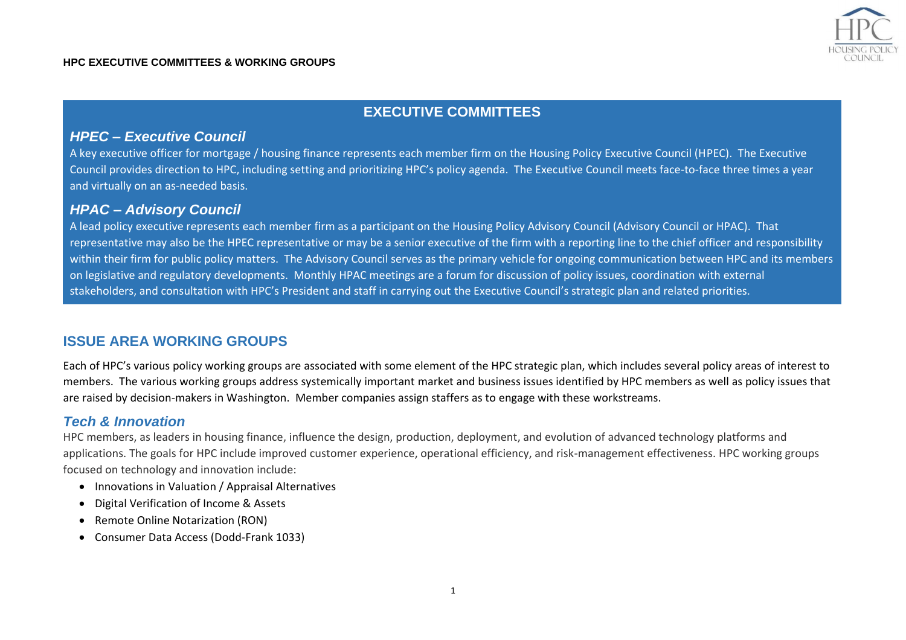**HPC EXECUTIVE COMMITTEES & WORKING GROUPS**

## EXECUTIVE COMMITTEES

### *HPEC – Executive Council*

A key executive officer for mortgage / housing finance represents each member firm on the Housing Policy Executive Council (HPEC). The Executive Council provides direction to HPC, including setting and prioritizing HPC's policy agenda. The Executive Council meets face-to-face three times a year and virtually on an as-needed basis.

### *HPAC – Advisory Council*

A lead policy executive represents each member firm as a participant on the Housing Policy Advisory Council (Advisory Council or HPAC). That representative may also be the HPEC representative or may be a senior executive of the firm with a reporting line to the chief officer and responsibility within their firm for public policy matters. The Advisory Council serves as the primary vehicle for ongoing communication between HPC and its members on legislative and regulatory developments. Monthly HPAC meetings are a forum for discussion of policy issues, coordination with external stakeholders, and consultation with HPC's President and staff in carrying out the Executive Council's strategic plan and related priorities.

## ISSUE AREA WORKING GROUPS

Each of HPC's various policy working groups are associated with some element of the HPC strategic plan, which includes several policy areas of interest to members. The various working groups address systemically important market and business issues identified by HPC members as well as policy issues that are raised by decision-makers in Washington. Member companies assign staffers as to engage with these workstreams.

### *Tech & Innovation*

HPC members, as leaders in housing finance, influence the design, production, deployment, and evolution of advanced technology platforms and applications. The goals for HPC include improved customer experience, operational efficiency, and risk-management effectiveness. HPC working groups focused on technology and innovation include:

- Innovations in Valuation / Appraisal Alternatives
- Digital Verification of Income & Assets
- Remote Online Notarization (RON)
- Consumer Data Access (Dodd-Frank 1033)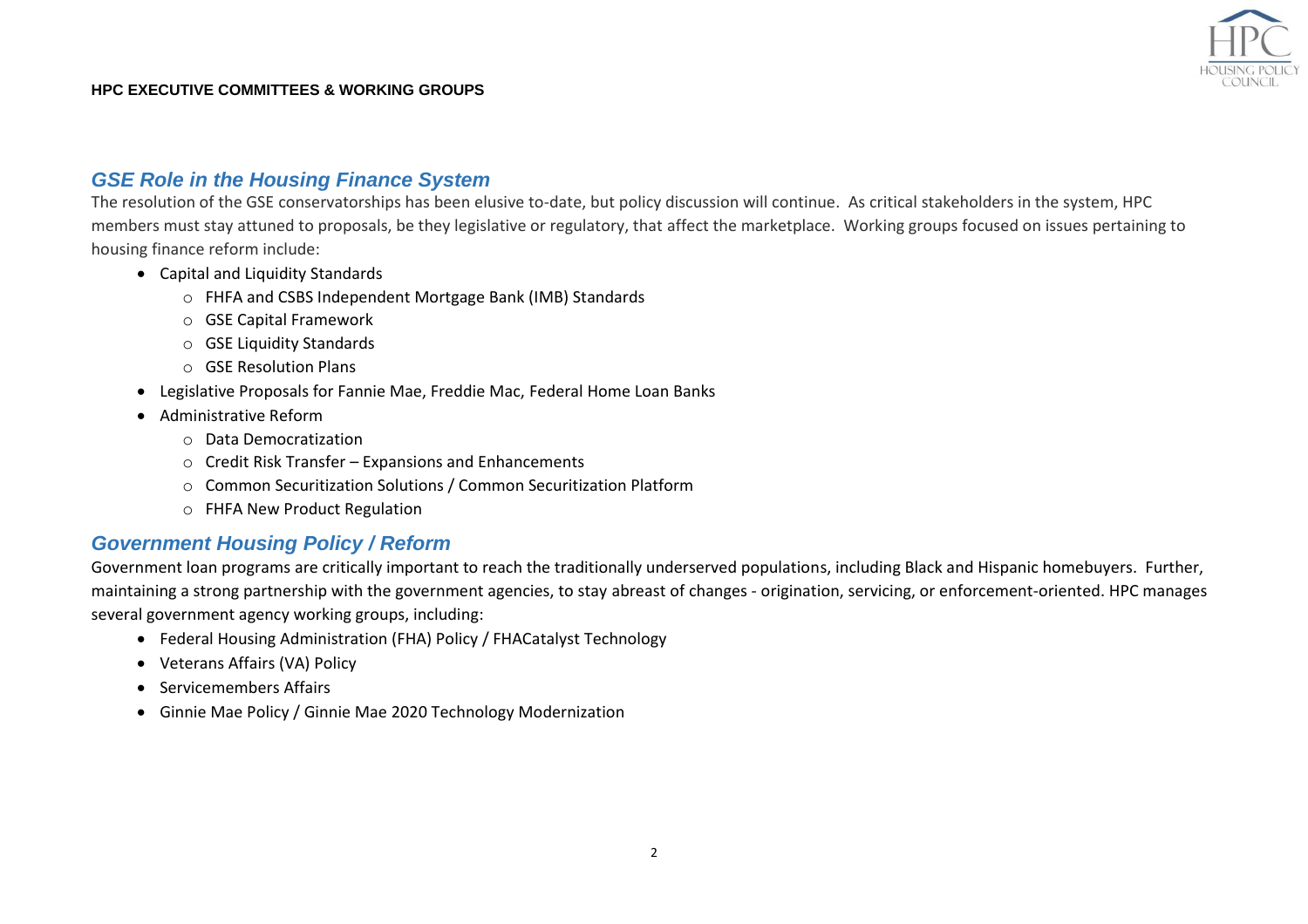## GSE Role in the Housing Finance System

The resolution of the GSE conservatorships has been elusive to-date, but policy discussion will continue. As critical stakeholders in the system, HPC members must stay attuned to proposals, be they legislative or regulatory, that affect the marketplace. Working groups focused on issues pertaining to housing finance reform include:

- Capital and Liquidity Standards
  - FHFA and CSBS Independent Mortgage Bank (IMB) Standards
  - GSE Capital Framework
  - GSE Liquidity Standards
  - GSE Resolution Plans
- Legislative Proposals for Fannie Mae, Freddie Mac, Federal Home Loan Banks
- Administrative Reform
  - Data Democratization
  - Credit Risk Transfer – Expansions and Enhancements
  - Common Securitization Solutions / Common Securitization Platform
  - FHFA New Product Regulation

## Government Housing Policy / Reform

Government loan programs are critically important to reach the traditionally underserved populations, including Black and Hispanic homebuyers. Further, maintaining a strong partnership with the government agencies, to stay abreast of changes - origination, servicing, or enforcement-oriented. HPC manages several government agency working groups, including:

- Federal Housing Administration (FHA) Policy / FHACatalyst Technology
- Veterans Affairs (VA) Policy
- Servicemembers Affairs
- Ginnie Mae Policy / Ginnie Mae 2020 Technology Modernization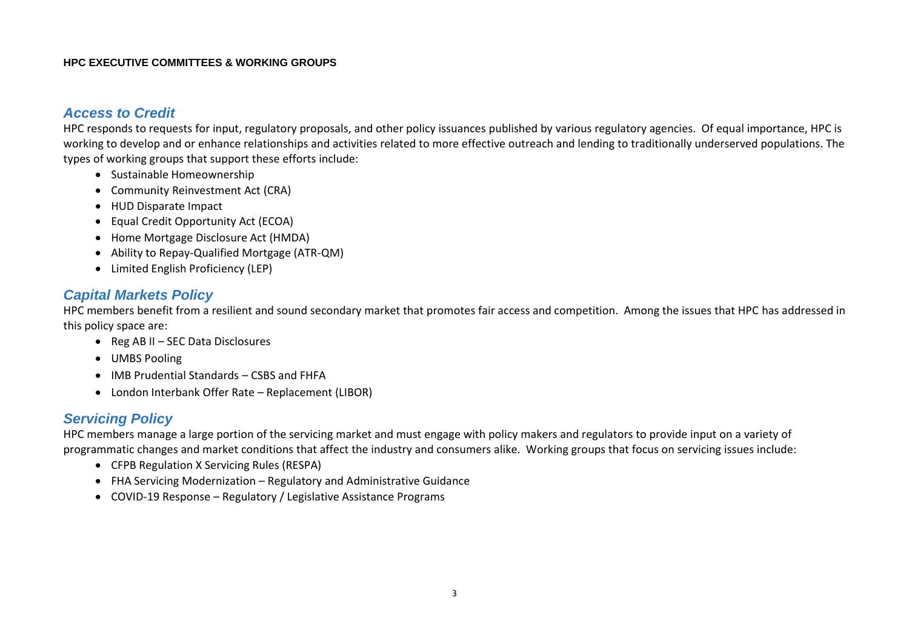**HPC EXECUTIVE COMMITTEES & WORKING GROUPS**

## *Access to Credit*

HPC responds to requests for input, regulatory proposals, and other policy issuances published by various regulatory agencies. Of equal importance, HPC is working to develop and or enhance relationships and activities related to more effective outreach and lending to traditionally underserved populations. The types of working groups that support these efforts include:

- Sustainable Homeownership
- Community Reinvestment Act (CRA)
- HUD Disparate Impact
- Equal Credit Opportunity Act (ECOA)
- Home Mortgage Disclosure Act (HMDA)
- Ability to Repay-Qualified Mortgage (ATR-QM)
- Limited English Proficiency (LEP)

## *Capital Markets Policy*

HPC members benefit from a resilient and sound secondary market that promotes fair access and competition. Among the issues that HPC has addressed in this policy space are:

- Reg AB II – SEC Data Disclosures
- UMBS Pooling
- IMB Prudential Standards – CSBS and FHFA
- London Interbank Offer Rate – Replacement (LIBOR)

## *Servicing Policy*

HPC members manage a large portion of the servicing market and must engage with policy makers and regulators to provide input on a variety of programmatic changes and market conditions that affect the industry and consumers alike. Working groups that focus on servicing issues include:

- CFPB Regulation X Servicing Rules (RESPA)
- FHA Servicing Modernization – Regulatory and Administrative Guidance
- COVID-19 Response – Regulatory / Legislative Assistance Programs